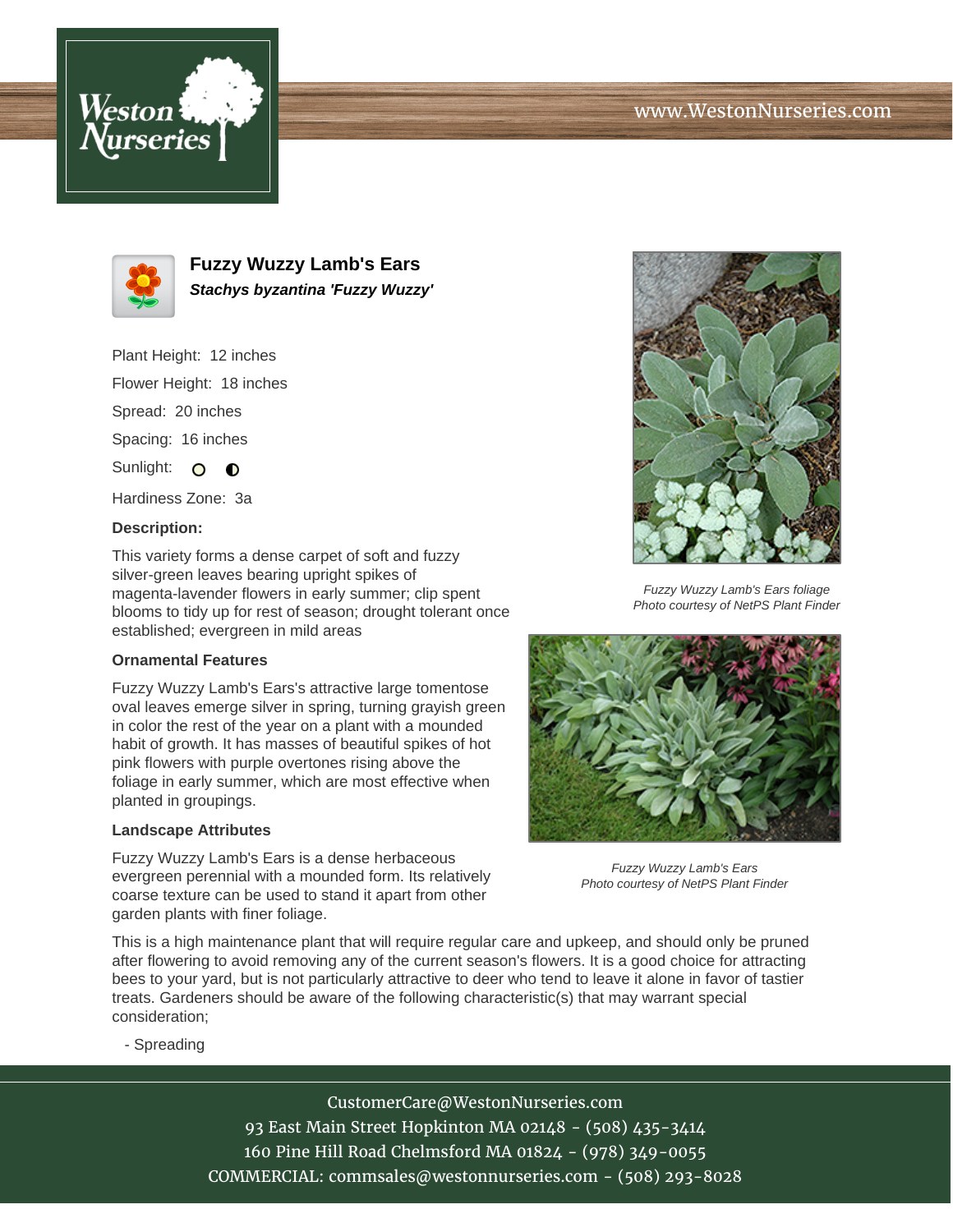# Fuzzy Wuzzy Lamb's Ears

***Stachys byzantina 'Fuzzy Wuzzy'***

Plant Height: 12 inches

Flower Height: 18 inches

Spread: 20 inches

Spacing: 16 inches

Sunlight: ○ ◐

Hardiness Zone: 3a

**Description:**

This variety forms a dense carpet of soft and fuzzy silver-green leaves bearing upright spikes of magenta-lavender flowers in early summer; clip spent blooms to tidy up for rest of season; drought tolerant once established; evergreen in mild areas

### Ornamental Features

Fuzzy Wuzzy Lamb's Ears's attractive large tomentose oval leaves emerge silver in spring, turning grayish green in color the rest of the year on a plant with a mounded habit of growth. It has masses of beautiful spikes of hot pink flowers with purple overtones rising above the foliage in early summer, which are most effective when planted in groupings.

### Landscape Attributes

Fuzzy Wuzzy Lamb's Ears is a dense herbaceous evergreen perennial with a mounded form. Its relatively coarse texture can be used to stand it apart from other garden plants with finer foliage.

*Fuzzy Wuzzy Lamb's Ears foliage*
*Photo courtesy of NetPS Plant Finder*

*Fuzzy Wuzzy Lamb's Ears*
*Photo courtesy of NetPS Plant Finder*

This is a high maintenance plant that will require regular care and upkeep, and should only be pruned after flowering to avoid removing any of the current season's flowers. It is a good choice for attracting bees to your yard, but is not particularly attractive to deer who tend to leave it alone in favor of tastier treats. Gardeners should be aware of the following characteristic(s) that may warrant special consideration;

- Spreading

CustomerCare@WestonNurseries.com
93 East Main Street Hopkinton MA 02148 - (508) 435-3414
160 Pine Hill Road Chelmsford MA 01824 - (978) 349-0055
COMMERCIAL: commsales@westonnurseries.com - (508) 293-8028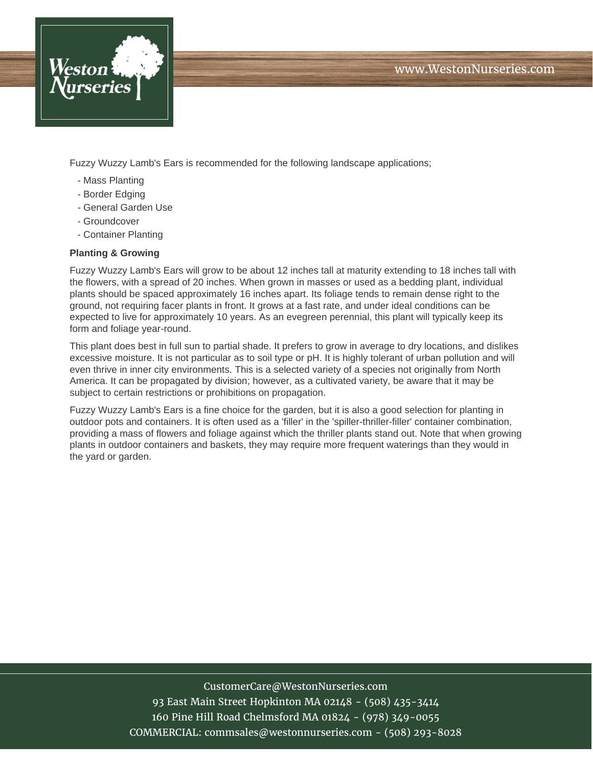Fuzzy Wuzzy Lamb's Ears is recommended for the following landscape applications;

- Mass Planting
- Border Edging
- General Garden Use
- Groundcover
- Container Planting

**Planting & Growing**

Fuzzy Wuzzy Lamb's Ears will grow to be about 12 inches tall at maturity extending to 18 inches tall with the flowers, with a spread of 20 inches. When grown in masses or used as a bedding plant, individual plants should be spaced approximately 16 inches apart. Its foliage tends to remain dense right to the ground, not requiring facer plants in front. It grows at a fast rate, and under ideal conditions can be expected to live for approximately 10 years. As an evegreen perennial, this plant will typically keep its form and foliage year-round.

This plant does best in full sun to partial shade. It prefers to grow in average to dry locations, and dislikes excessive moisture. It is not particular as to soil type or pH. It is highly tolerant of urban pollution and will even thrive in inner city environments. This is a selected variety of a species not originally from North America. It can be propagated by division; however, as a cultivated variety, be aware that it may be subject to certain restrictions or prohibitions on propagation.

Fuzzy Wuzzy Lamb's Ears is a fine choice for the garden, but it is also a good selection for planting in outdoor pots and containers. It is often used as a 'filler' in the 'spiller-thriller-filler' container combination, providing a mass of flowers and foliage against which the thriller plants stand out. Note that when growing plants in outdoor containers and baskets, they may require more frequent waterings than they would in the yard or garden.